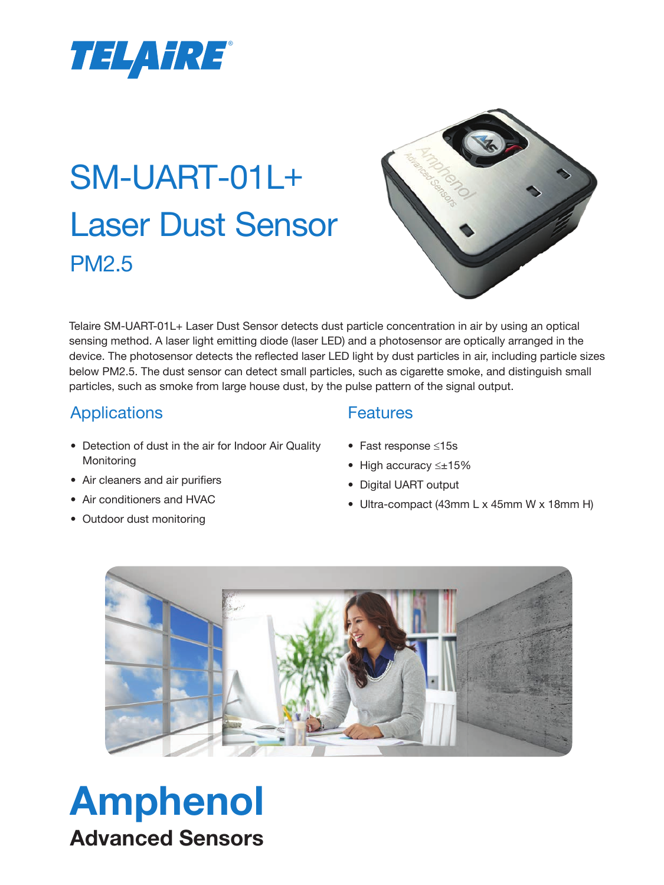TELAIRE®

# SM-UART-01L+ Laser Dust Sensor

## PM2.5

Telaire SM-UART-01L+ Laser Dust Sensor detects dust particle concentration in air by using an optical sensing method. A laser light emitting diode (laser LED) and a photosensor are optically arranged in the device. The photosensor detects the reflected laser LED light by dust particles in air, including particle sizes below PM2.5. The dust sensor can detect small particles, such as cigarette smoke, and distinguish small particles, such as smoke from large house dust, by the pulse pattern of the signal output.

## Applications

- Detection of dust in the air for Indoor Air Quality Monitoring
- Air cleaners and air purifiers
- Air conditioners and HVAC
- Outdoor dust monitoring

## Features

- Fast response ≤15s
- High accuracy ≤±15%
- Digital UART output
- Ultra-compact (43mm L x 45mm W x 18mm H)

**Amphenol**

**Advanced Sensors**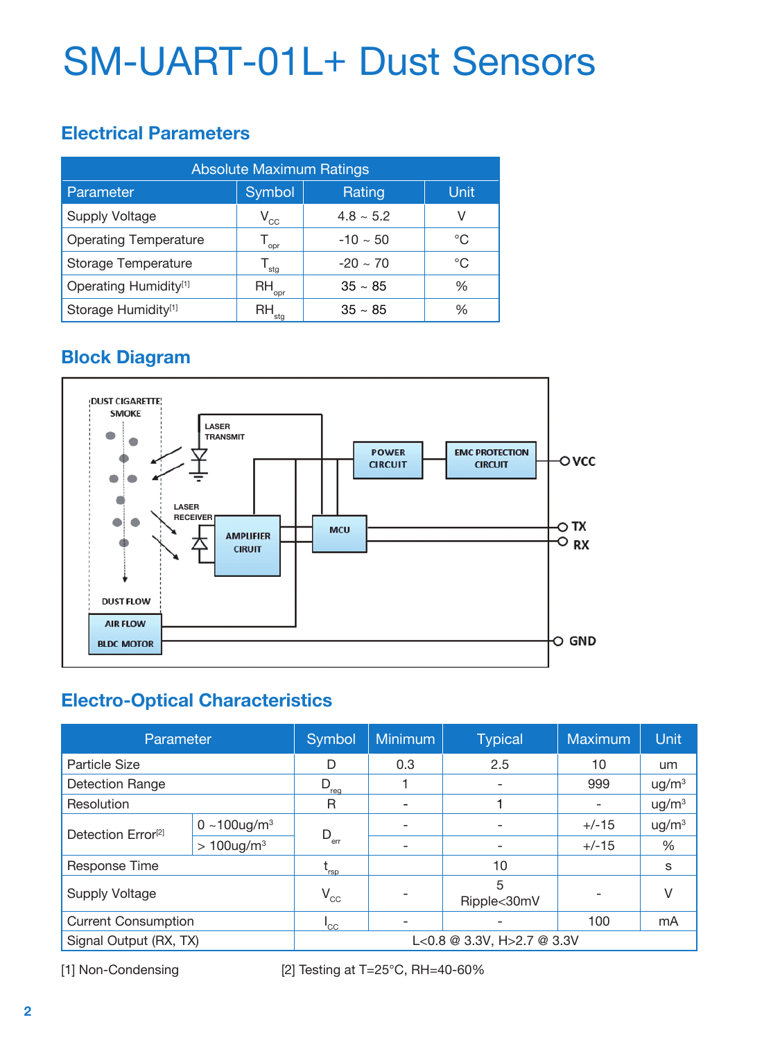# SM-UART-01L+ Dust Sensors

## Electrical Parameters

| Absolute Maximum Ratings | | | |
|---|---|---|---|
| Parameter | Symbol | Rating | Unit |
| Supply Voltage | $V_{CC}$ | 4.8 ~ 5.2 | V |
| Operating Temperature | $T_{opr}$ | -10 ~ 50 | °C |
| Storage Temperature | $T_{stg}$ | -20 ~ 70 | °C |
| Operating Humidity[1] | $RH_{opr}$ | 35 ~ 85 | % |
| Storage Humidity[1] | $RH_{stg}$ | 35 ~ 85 | % |

## Block Diagram

DUST CIGARETTE SMOKE

LASER TRANSMIT

LASER RECEIVER

POWER CIRCUIT

EMC PROTECTION CIRCUIT

AMPLIFIER CIRUIT

MCU

DUST FLOW

AIR FLOW BLDC MOTOR

VCC

TX

RX

GND

## Electro-Optical Characteristics

| Parameter | | Symbol | Minimum | Typical | Maximum | Unit |
|---|---|---|---|---|---|---|
| Particle Size | | D | 0.3 | 2.5 | 10 | um |
| Detection Range | | $D_{reg}$ | 1 | - | 999 | ug/m³ |
| Resolution | | R | - | 1 | - | ug/m³ |
| Detection Error[2] | 0 ~100ug/m³ | $D_{err}$ | - | - | +/-15 | ug/m³ |
| | > 100ug/m³ | | - | - | +/-15 | % |
| Response Time | | $t_{rsp}$ | | 10 | | s |
| Supply Voltage | | $V_{CC}$ | - | 5<br>Ripple<30mV | - | V |
| Current Consumption | | $I_{CC}$ | - | - | 100 | mA |
| Signal Output (RX, TX) | | L<0.8 @ 3.3V, H>2.7 @ 3.3V | | | | |

[1] Non-Condensing

[2] Testing at T=25°C, RH=40-60%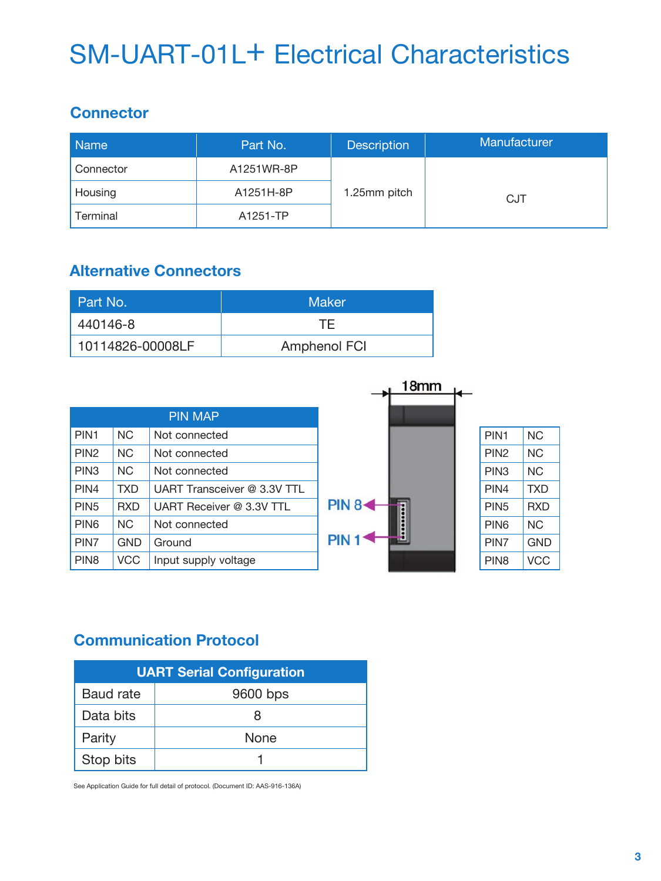# SM-UART-01L+ Electrical Characteristics

## Connector

| Name | Part No. | Description | Manufacturer |
|---|---|---|---|
| Connector | A1251WR-8P | 1.25mm pitch | CJT |
| Housing | A1251H-8P | | |
| Terminal | A1251-TP | | |

## Alternative Connectors

| Part No. | Maker |
|---|---|
| 440146-8 | TE |
| 10114826-00008LF | Amphenol FCI |

| PIN MAP | | |
|---|---|---|
| PIN1 | NC | Not connected |
| PIN2 | NC | Not connected |
| PIN3 | NC | Not connected |
| PIN4 | TXD | UART Transceiver @ 3.3V TTL |
| PIN5 | RXD | UART Receiver @ 3.3V TTL |
| PIN6 | NC | Not connected |
| PIN7 | GND | Ground |
| PIN8 | VCC | Input supply voltage |

18mm

PIN 8

PIN 1

| | |
|---|---|
| PIN1 | NC |
| PIN2 | NC |
| PIN3 | NC |
| PIN4 | TXD |
| PIN5 | RXD |
| PIN6 | NC |
| PIN7 | GND |
| PIN8 | VCC |

## Communication Protocol

| UART Serial Configuration | |
|---|---|
| Baud rate | 9600 bps |
| Data bits | 8 |
| Parity | None |
| Stop bits | 1 |

See Application Guide for full detail of protocol. (Document ID: AAS-916-136A)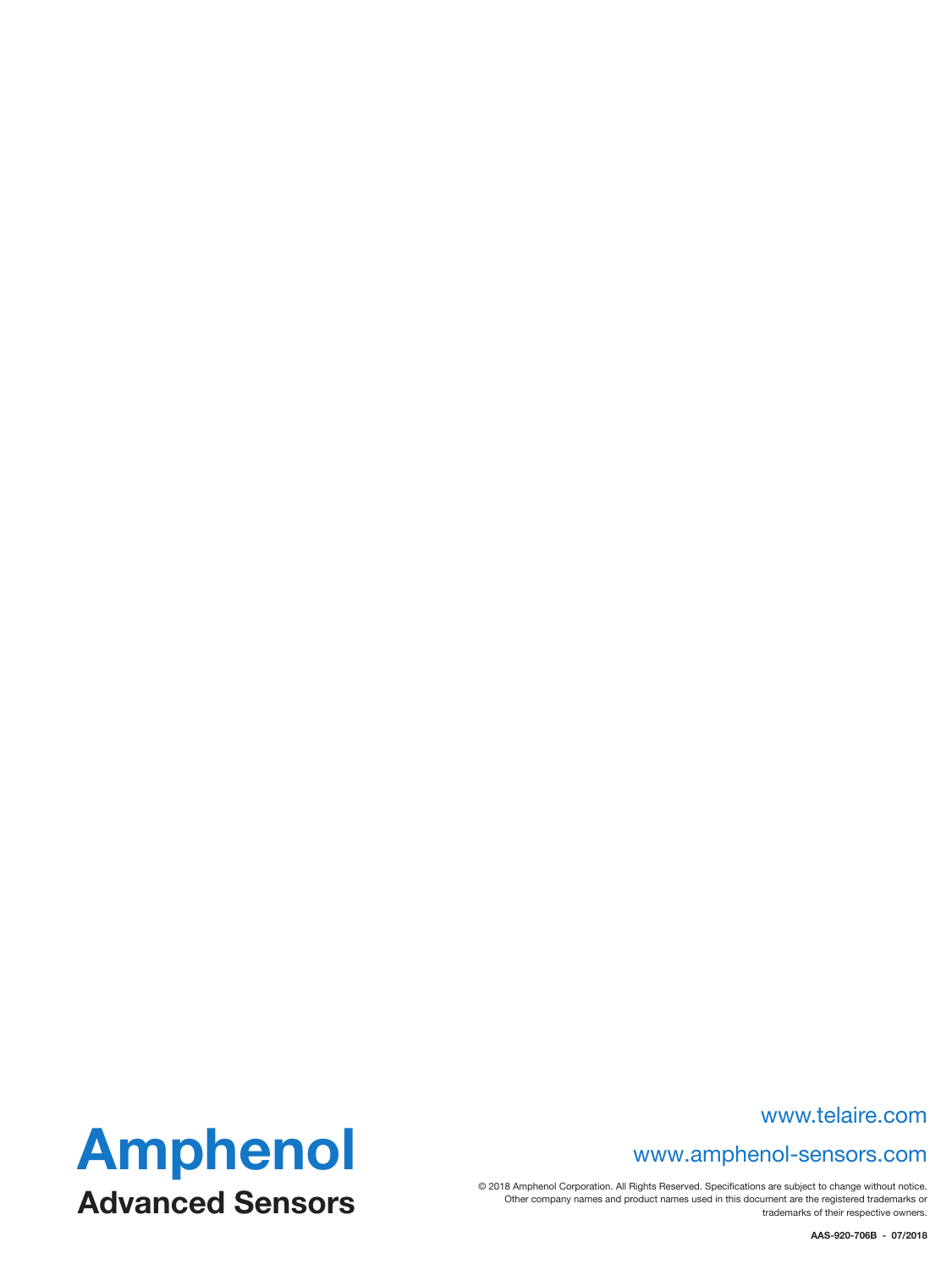**Amphenol**

**Advanced Sensors**

www.telaire.com

www.amphenol-sensors.com

© 2018 Amphenol Corporation. All Rights Reserved. Specifications are subject to change without notice. Other company names and product names used in this document are the registered trademarks or trademarks of their respective owners.

**AAS-920-706B - 07/2018**